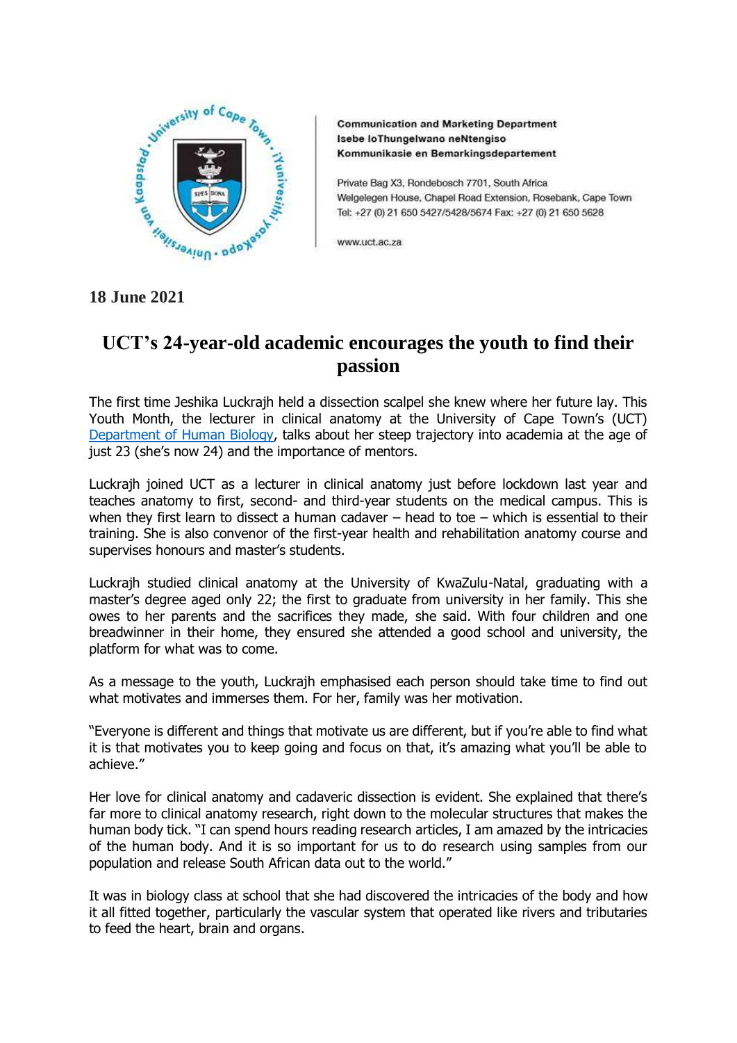**Communication and Marketing Department**
**Isebe loThungelwano neNtengiso**
**Kommunikasie en Bemarkingsdepartement**

Private Bag X3, Rondebosch 7701, South Africa
Welgelegen House, Chapel Road Extension, Rosebank, Cape Town
Tel: +27 (0) 21 650 5427/5428/5674 Fax: +27 (0) 21 650 5628

www.uct.ac.za

**18 June 2021**

# UCT's 24-year-old academic encourages the youth to find their passion

The first time Jeshika Luckrajh held a dissection scalpel she knew where her future lay. This Youth Month, the lecturer in clinical anatomy at the University of Cape Town's (UCT) Department of Human Biology, talks about her steep trajectory into academia at the age of just 23 (she's now 24) and the importance of mentors.

Luckrajh joined UCT as a lecturer in clinical anatomy just before lockdown last year and teaches anatomy to first, second- and third-year students on the medical campus. This is when they first learn to dissect a human cadaver – head to toe – which is essential to their training. She is also convenor of the first-year health and rehabilitation anatomy course and supervises honours and master's students.

Luckrajh studied clinical anatomy at the University of KwaZulu-Natal, graduating with a master's degree aged only 22; the first to graduate from university in her family. This she owes to her parents and the sacrifices they made, she said. With four children and one breadwinner in their home, they ensured she attended a good school and university, the platform for what was to come.

As a message to the youth, Luckrajh emphasised each person should take time to find out what motivates and immerses them. For her, family was her motivation.

"Everyone is different and things that motivate us are different, but if you're able to find what it is that motivates you to keep going and focus on that, it's amazing what you'll be able to achieve."

Her love for clinical anatomy and cadaveric dissection is evident. She explained that there's far more to clinical anatomy research, right down to the molecular structures that makes the human body tick. "I can spend hours reading research articles, I am amazed by the intricacies of the human body. And it is so important for us to do research using samples from our population and release South African data out to the world."

It was in biology class at school that she had discovered the intricacies of the body and how it all fitted together, particularly the vascular system that operated like rivers and tributaries to feed the heart, brain and organs.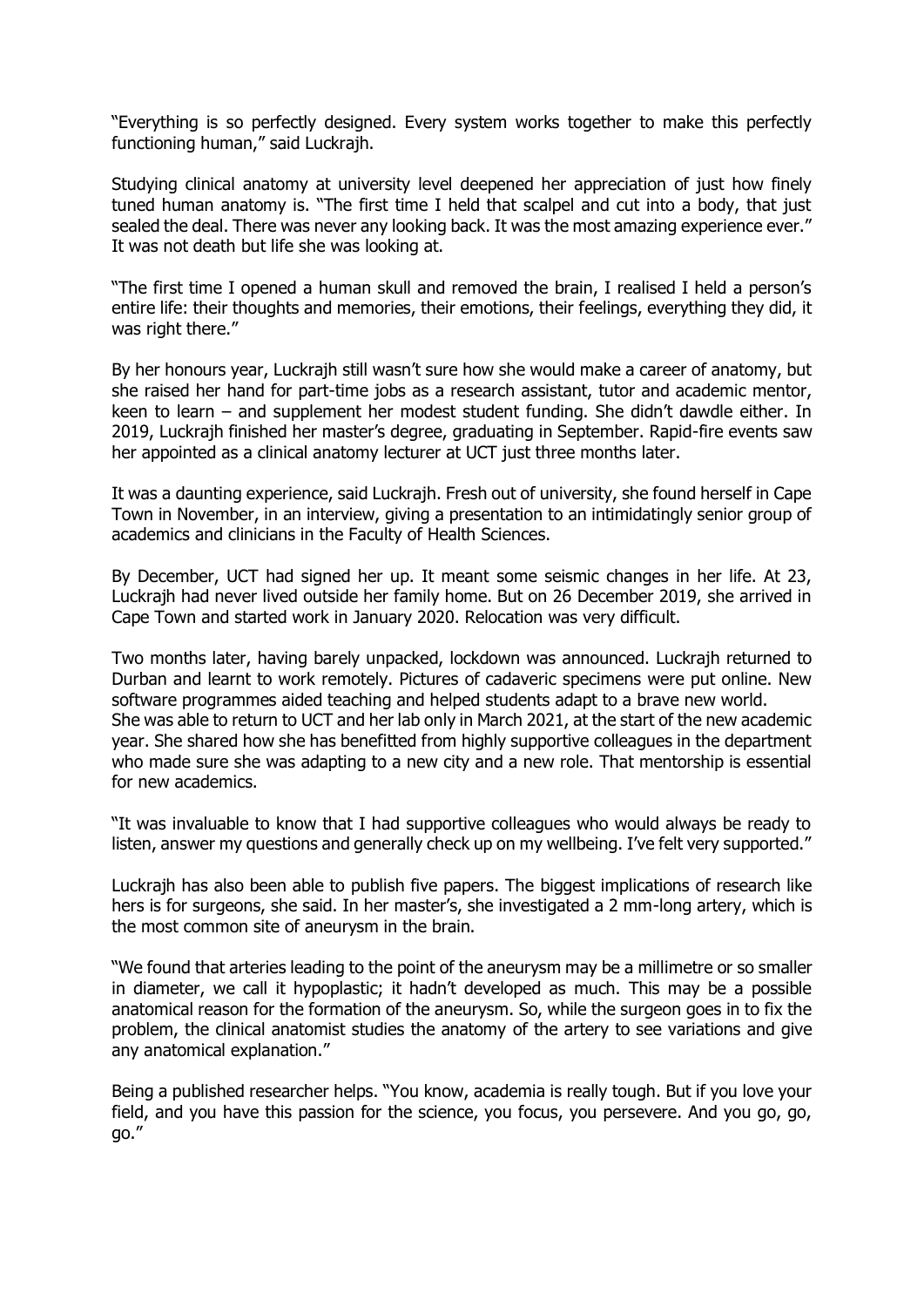"Everything is so perfectly designed. Every system works together to make this perfectly functioning human," said Luckrajh.

Studying clinical anatomy at university level deepened her appreciation of just how finely tuned human anatomy is. "The first time I held that scalpel and cut into a body, that just sealed the deal. There was never any looking back. It was the most amazing experience ever." It was not death but life she was looking at.

"The first time I opened a human skull and removed the brain, I realised I held a person's entire life: their thoughts and memories, their emotions, their feelings, everything they did, it was right there."

By her honours year, Luckrajh still wasn't sure how she would make a career of anatomy, but she raised her hand for part-time jobs as a research assistant, tutor and academic mentor, keen to learn – and supplement her modest student funding. She didn't dawdle either. In 2019, Luckrajh finished her master's degree, graduating in September. Rapid-fire events saw her appointed as a clinical anatomy lecturer at UCT just three months later.

It was a daunting experience, said Luckrajh. Fresh out of university, she found herself in Cape Town in November, in an interview, giving a presentation to an intimidatingly senior group of academics and clinicians in the Faculty of Health Sciences.

By December, UCT had signed her up. It meant some seismic changes in her life. At 23, Luckrajh had never lived outside her family home. But on 26 December 2019, she arrived in Cape Town and started work in January 2020. Relocation was very difficult.

Two months later, having barely unpacked, lockdown was announced. Luckrajh returned to Durban and learnt to work remotely. Pictures of cadaveric specimens were put online. New software programmes aided teaching and helped students adapt to a brave new world.
She was able to return to UCT and her lab only in March 2021, at the start of the new academic year. She shared how she has benefitted from highly supportive colleagues in the department who made sure she was adapting to a new city and a new role. That mentorship is essential for new academics.

"It was invaluable to know that I had supportive colleagues who would always be ready to listen, answer my questions and generally check up on my wellbeing. I've felt very supported."

Luckrajh has also been able to publish five papers. The biggest implications of research like hers is for surgeons, she said. In her master's, she investigated a 2 mm-long artery, which is the most common site of aneurysm in the brain.

"We found that arteries leading to the point of the aneurysm may be a millimetre or so smaller in diameter, we call it hypoplastic; it hadn't developed as much. This may be a possible anatomical reason for the formation of the aneurysm. So, while the surgeon goes in to fix the problem, the clinical anatomist studies the anatomy of the artery to see variations and give any anatomical explanation."

Being a published researcher helps. "You know, academia is really tough. But if you love your field, and you have this passion for the science, you focus, you persevere. And you go, go, go."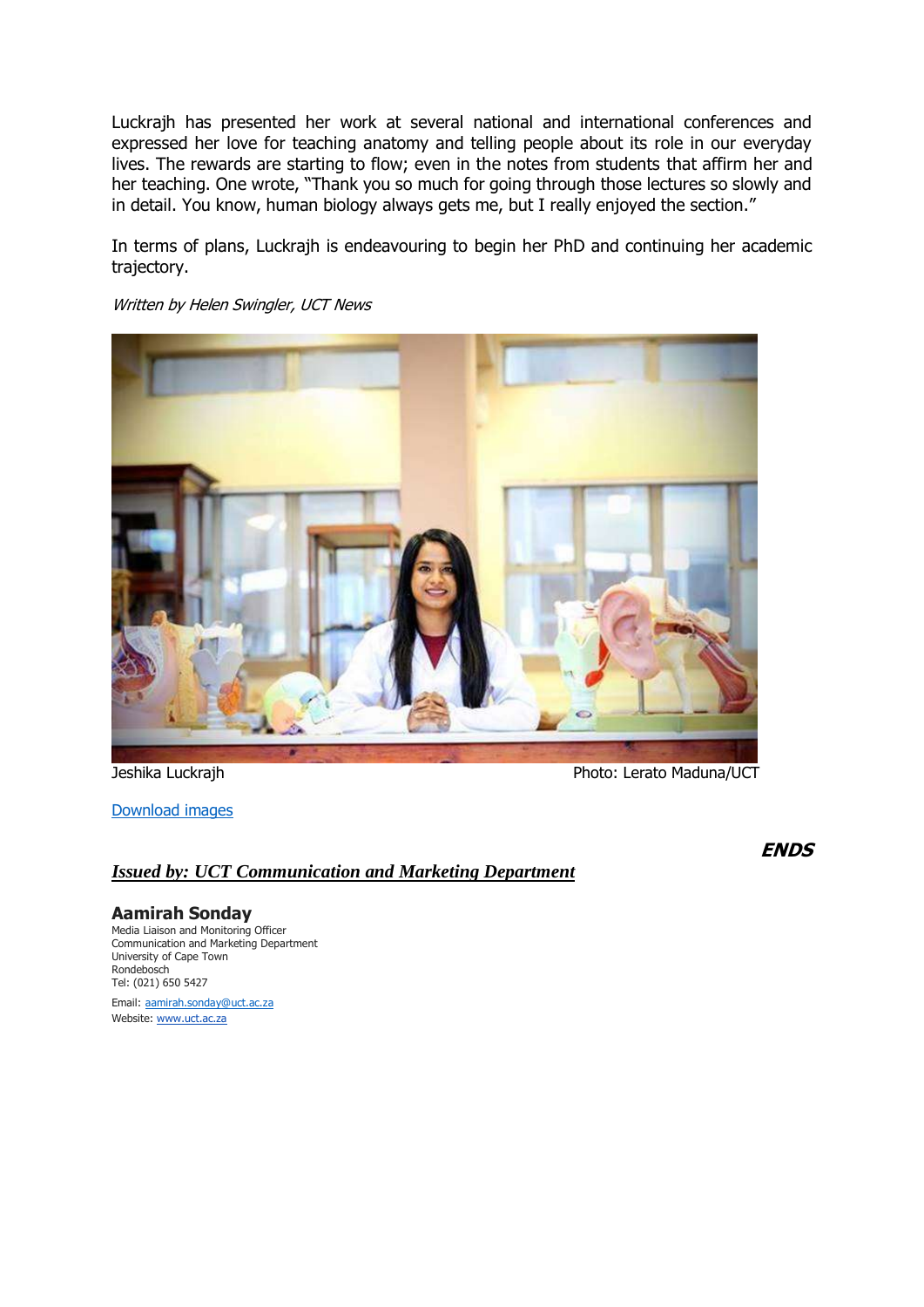Luckrajh has presented her work at several national and international conferences and expressed her love for teaching anatomy and telling people about its role in our everyday lives. The rewards are starting to flow; even in the notes from students that affirm her and her teaching. One wrote, "Thank you so much for going through those lectures so slowly and in detail. You know, human biology always gets me, but I really enjoyed the section."

In terms of plans, Luckrajh is endeavouring to begin her PhD and continuing her academic trajectory.

*Written by Helen Swingler, UCT News*

Jeshika Luckrajh Photo: Lerato Maduna/UCT

[Download images]()

***ENDS***

***Issued by: UCT Communication and Marketing Department***

**Aamirah Sonday**
Media Liaison and Monitoring Officer
Communication and Marketing Department
University of Cape Town
Rondebosch
Tel: (021) 650 5427

Email: aamirah.sonday@uct.ac.za
Website: www.uct.ac.za